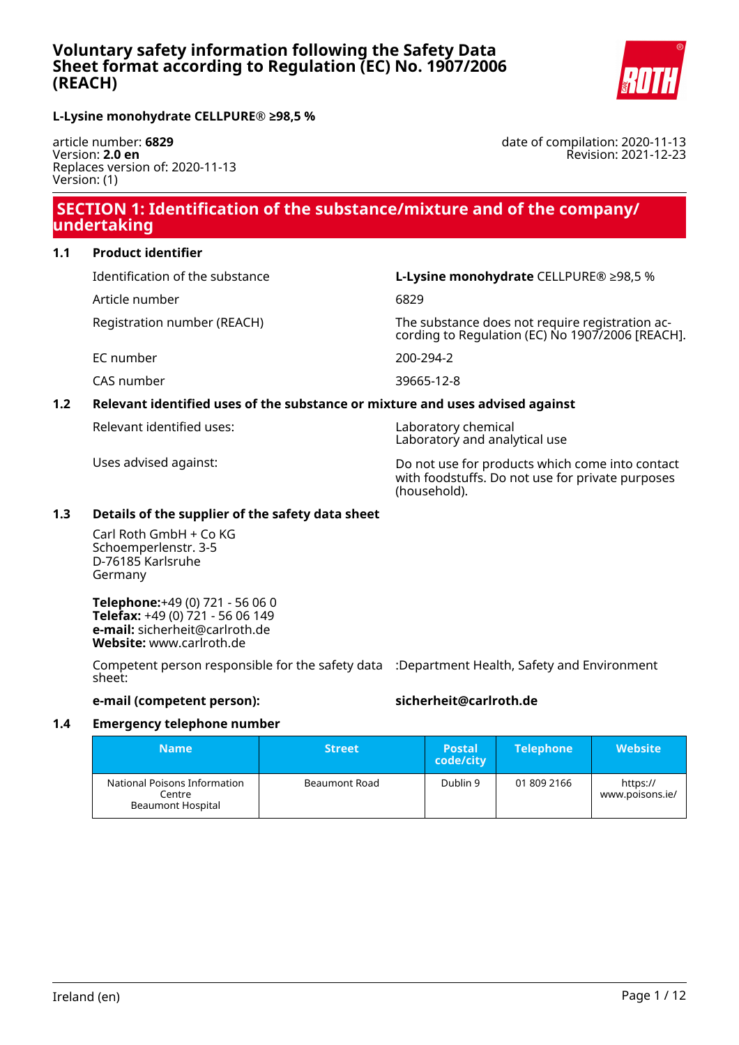# Voluntary safety information following the Safety Data Sheet format according to Regulation (EC) No. 1907/2006 (REACH)

**L-Lysine monohydrate CELLPURE® ≥98,5 %**

article number: **6829**
Version: **2.0 en**
Replaces version of: 2020-11-13
Version: (1)

date of compilation: 2020-11-13
Revision: 2021-12-23

## SECTION 1: Identification of the substance/mixture and of the company/undertaking

### 1.1 Product identifier

| | |
|---|---|
| Identification of the substance | **L-Lysine monohydrate** CELLPURE® ≥98,5 % |
| Article number | 6829 |
| Registration number (REACH) | The substance does not require registration according to Regulation (EC) No 1907/2006 [REACH]. |
| EC number | 200-294-2 |
| CAS number | 39665-12-8 |

### 1.2 Relevant identified uses of the substance or mixture and uses advised against

| | |
|---|---|
| Relevant identified uses: | Laboratory chemical<br>Laboratory and analytical use |
| Uses advised against: | Do not use for products which come into contact with foodstuffs. Do not use for private purposes (household). |

### 1.3 Details of the supplier of the safety data sheet

Carl Roth GmbH + Co KG
Schoemperlenstr. 3-5
D-76185 Karlsruhe
Germany

**Telephone:**+49 (0) 721 - 56 06 0
**Telefax:** +49 (0) 721 - 56 06 149
**e-mail:** sicherheit@carlroth.de
**Website:** www.carlroth.de

Competent person responsible for the safety data sheet: :Department Health, Safety and Environment

**e-mail (competent person):** **sicherheit@carlroth.de**

### 1.4 Emergency telephone number

| Name | Street | Postal code/city | Telephone | Website |
|---|---|---|---|---|
| National Poisons Information Centre<br>Beaumont Hospital | Beaumont Road | Dublin 9 | 01 809 2166 | https://www.poisons.ie/ |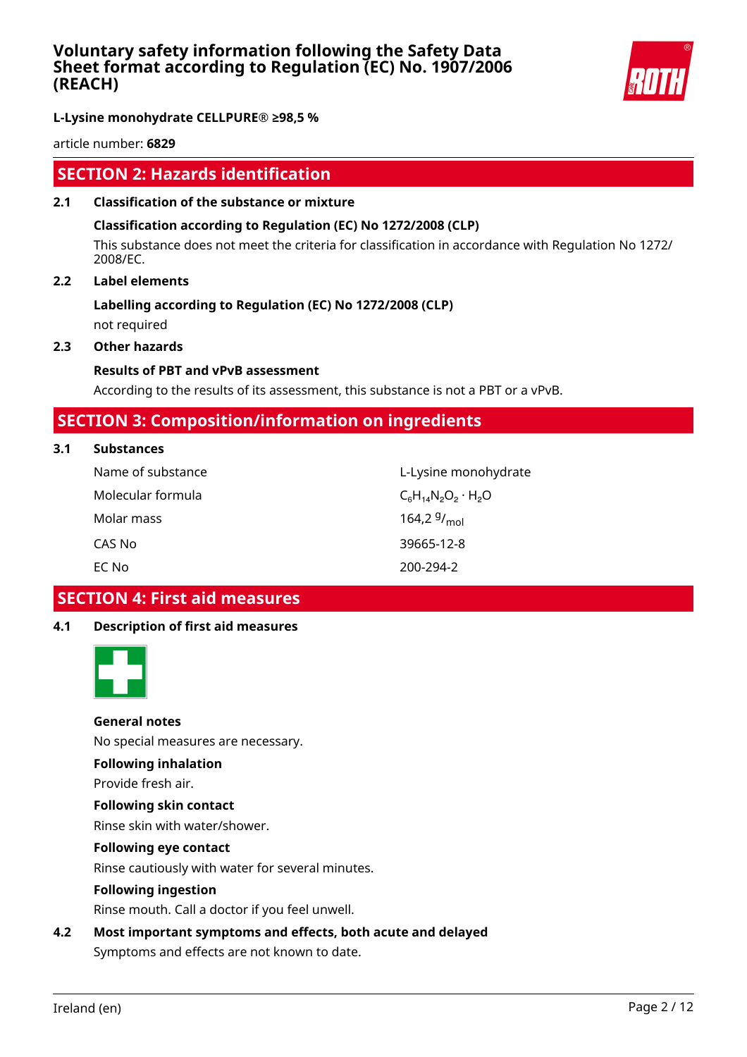## SECTION 2: Hazards identification

### 2.1 Classification of the substance or mixture

**Classification according to Regulation (EC) No 1272/2008 (CLP)**

This substance does not meet the criteria for classification in accordance with Regulation No 1272/2008/EC.

### 2.2 Label elements

**Labelling according to Regulation (EC) No 1272/2008 (CLP)**

not required

### 2.3 Other hazards

**Results of PBT and vPvB assessment**

According to the results of its assessment, this substance is not a PBT or a vPvB.

## SECTION 3: Composition/information on ingredients

### 3.1 Substances

| | |
|---|---|
| Name of substance | L-Lysine monohydrate |
| Molecular formula | $C_6H_{14}N_2O_2 \cdot H_2O$ |
| Molar mass | 164,2 $^{g}/_{mol}$ |
| CAS No | 39665-12-8 |
| EC No | 200-294-2 |

## SECTION 4: First aid measures

### 4.1 Description of first aid measures

**General notes**

No special measures are necessary.

**Following inhalation**

Provide fresh air.

**Following skin contact**

Rinse skin with water/shower.

**Following eye contact**

Rinse cautiously with water for several minutes.

**Following ingestion**

Rinse mouth. Call a doctor if you feel unwell.

### 4.2 Most important symptoms and effects, both acute and delayed

Symptoms and effects are not known to date.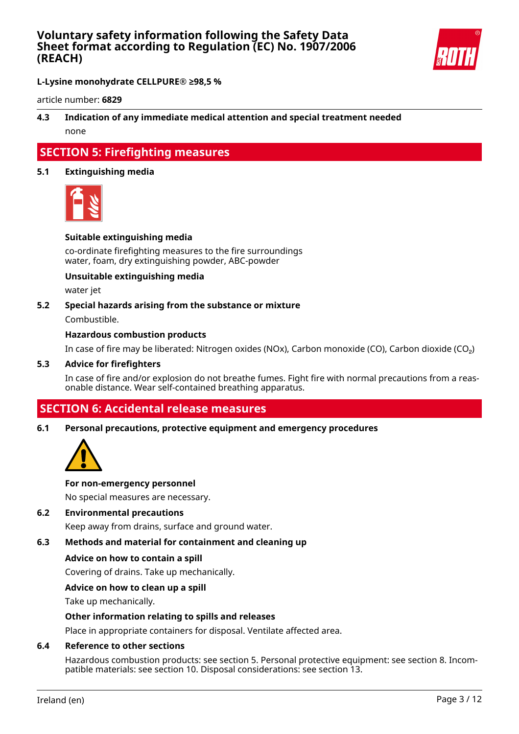**L-Lysine monohydrate CELLPURE® ≥98,5 %**

article number: **6829**

### 4.3 Indication of any immediate medical attention and special treatment needed

none

## SECTION 5: Firefighting measures

### 5.1 Extinguishing media

**Suitable extinguishing media**

co-ordinate firefighting measures to the fire surroundings
water, foam, dry extinguishing powder, ABC-powder

**Unsuitable extinguishing media**

water jet

### 5.2 Special hazards arising from the substance or mixture

Combustible.

**Hazardous combustion products**

In case of fire may be liberated: Nitrogen oxides (NOx), Carbon monoxide (CO), Carbon dioxide ($CO_2$)

### 5.3 Advice for firefighters

In case of fire and/or explosion do not breathe fumes. Fight fire with normal precautions from a reasonable distance. Wear self-contained breathing apparatus.

## SECTION 6: Accidental release measures

### 6.1 Personal precautions, protective equipment and emergency procedures

**For non-emergency personnel**

No special measures are necessary.

### 6.2 Environmental precautions

Keep away from drains, surface and ground water.

### 6.3 Methods and material for containment and cleaning up

**Advice on how to contain a spill**

Covering of drains. Take up mechanically.

**Advice on how to clean up a spill**

Take up mechanically.

**Other information relating to spills and releases**

Place in appropriate containers for disposal. Ventilate affected area.

### 6.4 Reference to other sections

Hazardous combustion products: see section 5. Personal protective equipment: see section 8. Incompatible materials: see section 10. Disposal considerations: see section 13.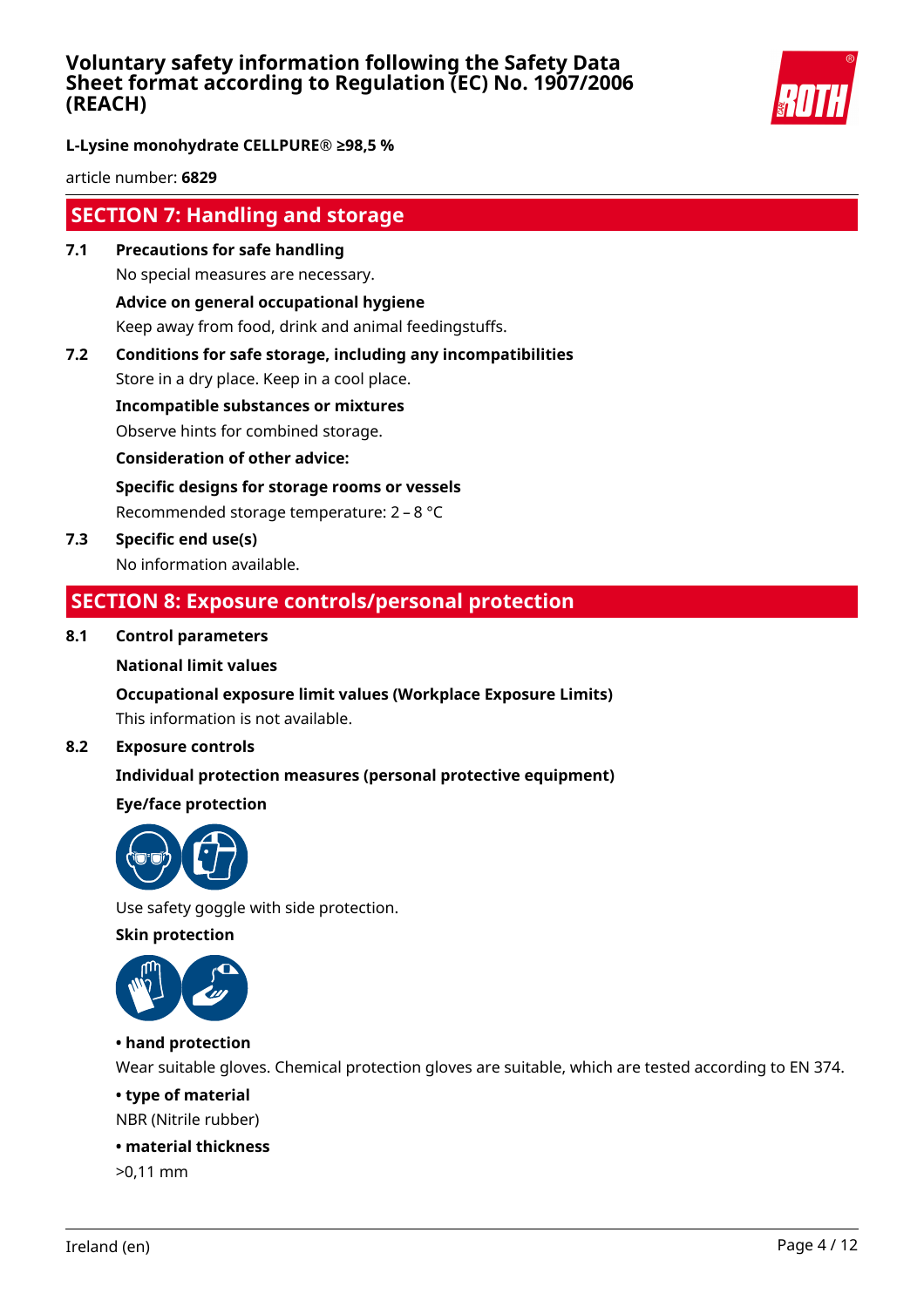## SECTION 7: Handling and storage

**7.1 Precautions for safe handling**

No special measures are necessary.

**Advice on general occupational hygiene**

Keep away from food, drink and animal feedingstuffs.

**7.2 Conditions for safe storage, including any incompatibilities**

Store in a dry place. Keep in a cool place.

**Incompatible substances or mixtures**

Observe hints for combined storage.

**Consideration of other advice:**

**Specific designs for storage rooms or vessels**

Recommended storage temperature: 2 – 8 °C

**7.3 Specific end use(s)**

No information available.

## SECTION 8: Exposure controls/personal protection

**8.1 Control parameters**

**National limit values**

**Occupational exposure limit values (Workplace Exposure Limits)**

This information is not available.

**8.2 Exposure controls**

**Individual protection measures (personal protective equipment)**

**Eye/face protection**

Use safety goggle with side protection.

**Skin protection**

**• hand protection**

Wear suitable gloves. Chemical protection gloves are suitable, which are tested according to EN 374.

**• type of material**

NBR (Nitrile rubber)

**• material thickness**

>0,11 mm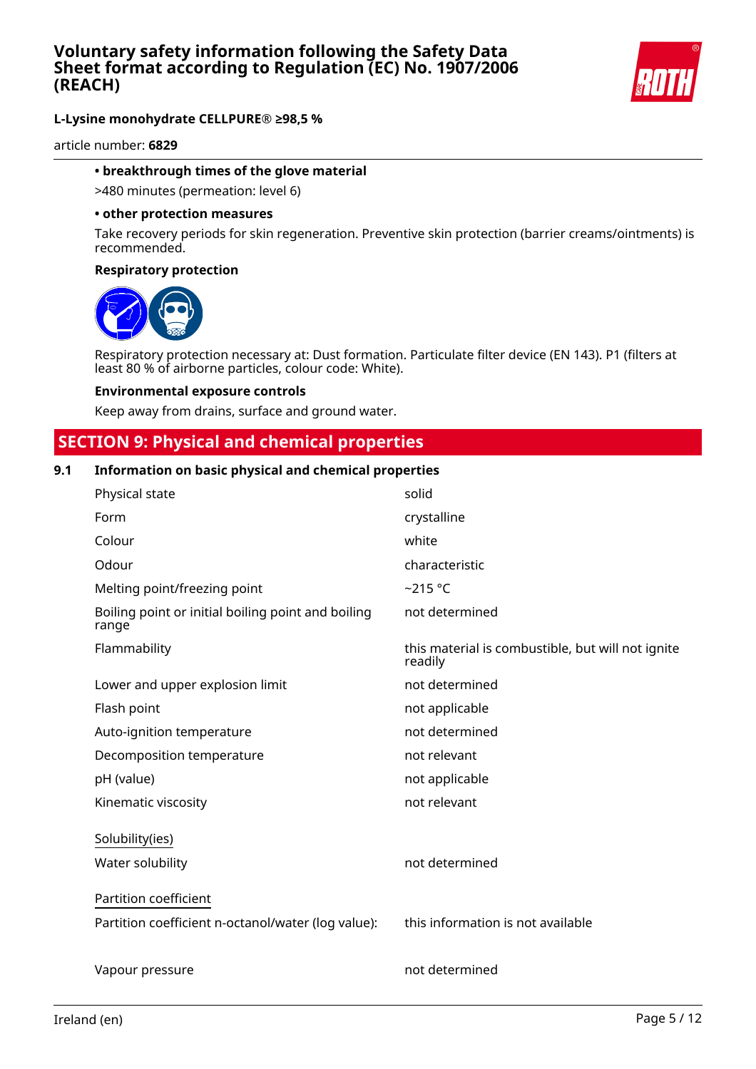**• breakthrough times of the glove material**

>480 minutes (permeation: level 6)

**• other protection measures**

Take recovery periods for skin regeneration. Preventive skin protection (barrier creams/ointments) is recommended.

**Respiratory protection**

Respiratory protection necessary at: Dust formation. Particulate filter device (EN 143). P1 (filters at least 80 % of airborne particles, colour code: White).

**Environmental exposure controls**

Keep away from drains, surface and ground water.

## SECTION 9: Physical and chemical properties

### 9.1 Information on basic physical and chemical properties

| | |
|---|---|
| Physical state | solid |
| Form | crystalline |
| Colour | white |
| Odour | characteristic |
| Melting point/freezing point | ~215 °C |
| Boiling point or initial boiling point and boiling range | not determined |
| Flammability | this material is combustible, but will not ignite readily |
| Lower and upper explosion limit | not determined |
| Flash point | not applicable |
| Auto-ignition temperature | not determined |
| Decomposition temperature | not relevant |
| pH (value) | not applicable |
| Kinematic viscosity | not relevant |

Solubility(ies)

| | |
|---|---|
| Water solubility | not determined |

Partition coefficient

| | |
|---|---|
| Partition coefficient n-octanol/water (log value): | this information is not available |
| Vapour pressure | not determined |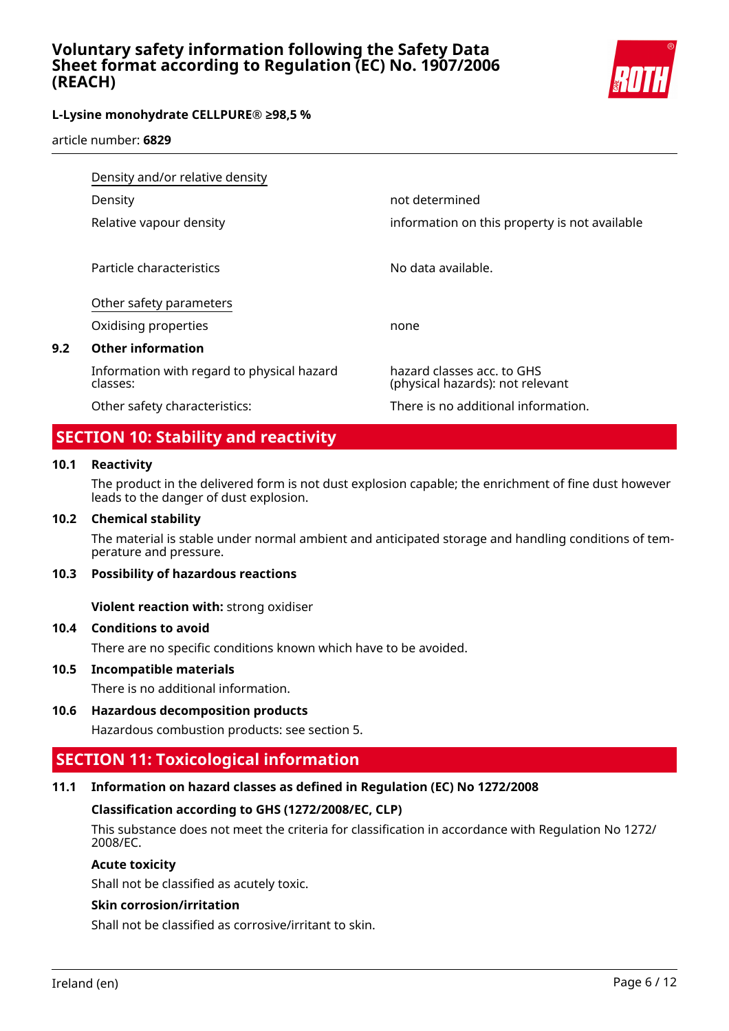| | |
|---|---|
| Density and/or relative density | |
| Density | not determined |
| Relative vapour density | information on this property is not available |
| Particle characteristics | No data available. |
| Other safety parameters | |
| Oxidising properties | none |

### 9.2 Other information

| | |
|---|---|
| Information with regard to physical hazard classes: | hazard classes acc. to GHS (physical hazards): not relevant |
| Other safety characteristics: | There is no additional information. |

## SECTION 10: Stability and reactivity

### 10.1 Reactivity

The product in the delivered form is not dust explosion capable; the enrichment of fine dust however leads to the danger of dust explosion.

### 10.2 Chemical stability

The material is stable under normal ambient and anticipated storage and handling conditions of temperature and pressure.

### 10.3 Possibility of hazardous reactions

**Violent reaction with:** strong oxidiser

### 10.4 Conditions to avoid

There are no specific conditions known which have to be avoided.

### 10.5 Incompatible materials

There is no additional information.

### 10.6 Hazardous decomposition products

Hazardous combustion products: see section 5.

## SECTION 11: Toxicological information

### 11.1 Information on hazard classes as defined in Regulation (EC) No 1272/2008

**Classification according to GHS (1272/2008/EC, CLP)**

This substance does not meet the criteria for classification in accordance with Regulation No 1272/2008/EC.

**Acute toxicity**

Shall not be classified as acutely toxic.

**Skin corrosion/irritation**

Shall not be classified as corrosive/irritant to skin.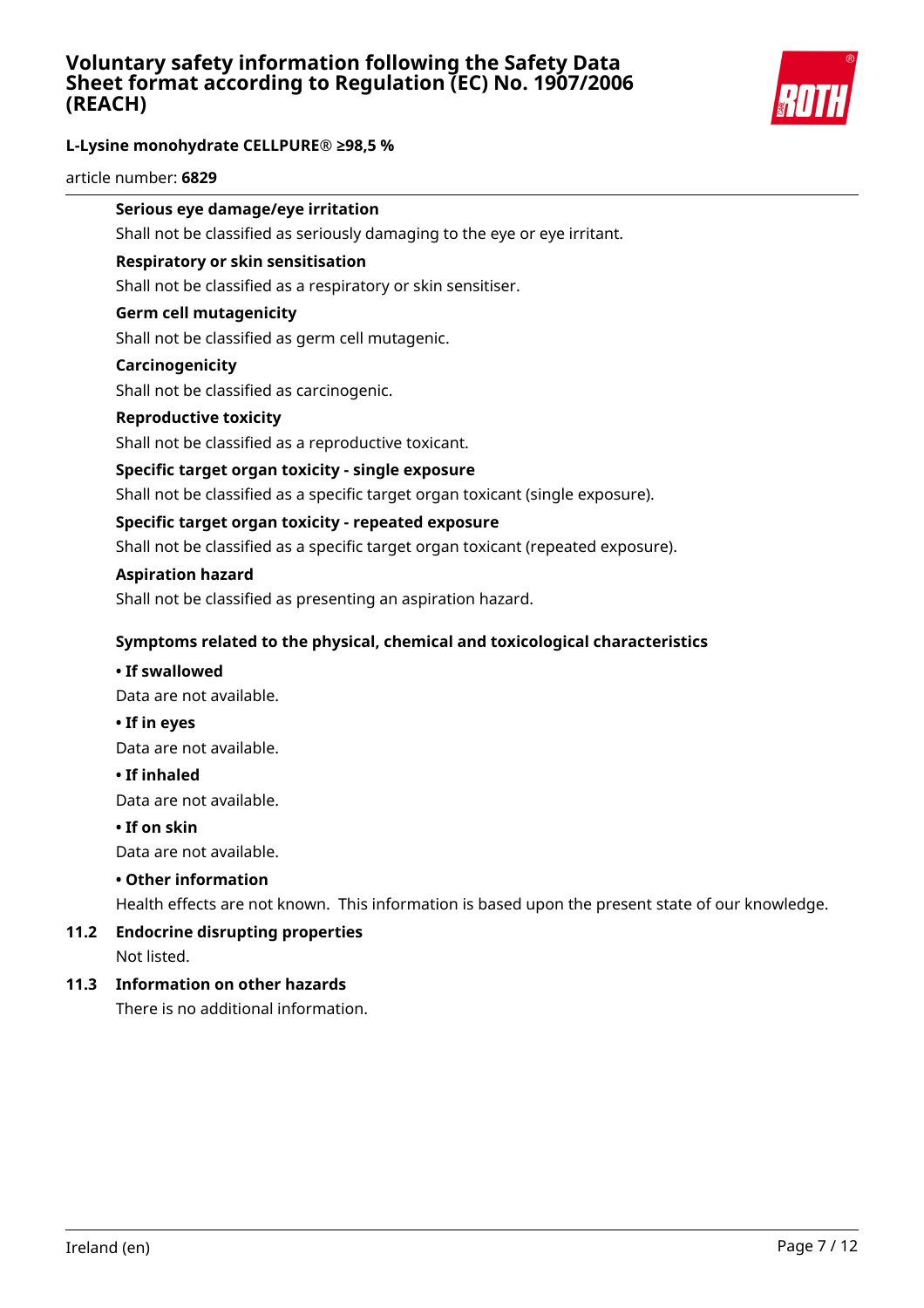**Serious eye damage/eye irritation**

Shall not be classified as seriously damaging to the eye or eye irritant.

**Respiratory or skin sensitisation**

Shall not be classified as a respiratory or skin sensitiser.

**Germ cell mutagenicity**

Shall not be classified as germ cell mutagenic.

**Carcinogenicity**

Shall not be classified as carcinogenic.

**Reproductive toxicity**

Shall not be classified as a reproductive toxicant.

**Specific target organ toxicity - single exposure**

Shall not be classified as a specific target organ toxicant (single exposure).

**Specific target organ toxicity - repeated exposure**

Shall not be classified as a specific target organ toxicant (repeated exposure).

**Aspiration hazard**

Shall not be classified as presenting an aspiration hazard.

**Symptoms related to the physical, chemical and toxicological characteristics**

**• If swallowed**

Data are not available.

**• If in eyes**

Data are not available.

**• If inhaled**

Data are not available.

**• If on skin**

Data are not available.

**• Other information**

Health effects are not known. This information is based upon the present state of our knowledge.

### 11.2 Endocrine disrupting properties

Not listed.

### 11.3 Information on other hazards

There is no additional information.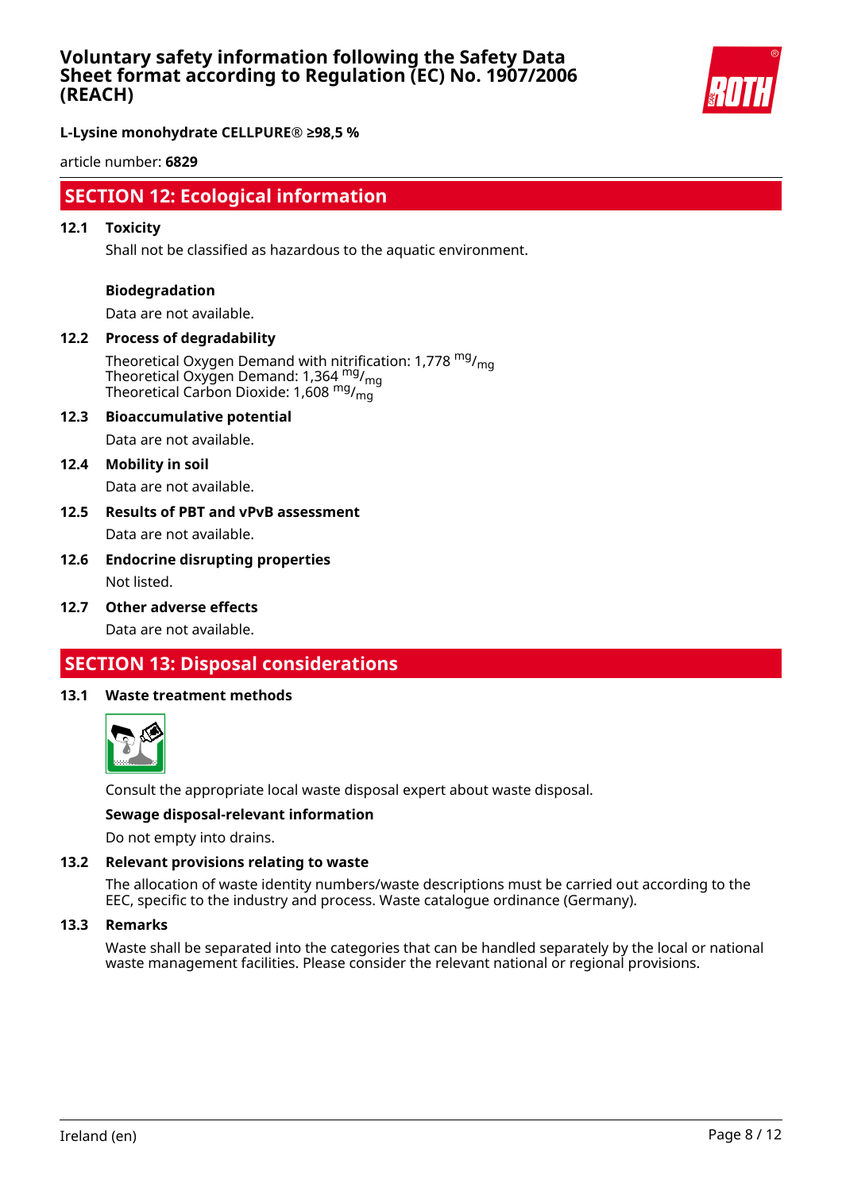## SECTION 12: Ecological information

### 12.1 Toxicity

Shall not be classified as hazardous to the aquatic environment.

**Biodegradation**

Data are not available.

### 12.2 Process of degradability

Theoretical Oxygen Demand with nitrification: 1,778 $^{mg}/_{mg}$
Theoretical Oxygen Demand: 1,364 $^{mg}/_{mg}$
Theoretical Carbon Dioxide: 1,608 $^{mg}/_{mg}$

### 12.3 Bioaccumulative potential

Data are not available.

### 12.4 Mobility in soil

Data are not available.

### 12.5 Results of PBT and vPvB assessment

Data are not available.

### 12.6 Endocrine disrupting properties

Not listed.

### 12.7 Other adverse effects

Data are not available.

## SECTION 13: Disposal considerations

### 13.1 Waste treatment methods

Consult the appropriate local waste disposal expert about waste disposal.

**Sewage disposal-relevant information**

Do not empty into drains.

### 13.2 Relevant provisions relating to waste

The allocation of waste identity numbers/waste descriptions must be carried out according to the EEC, specific to the industry and process. Waste catalogue ordinance (Germany).

### 13.3 Remarks

Waste shall be separated into the categories that can be handled separately by the local or national waste management facilities. Please consider the relevant national or regional provisions.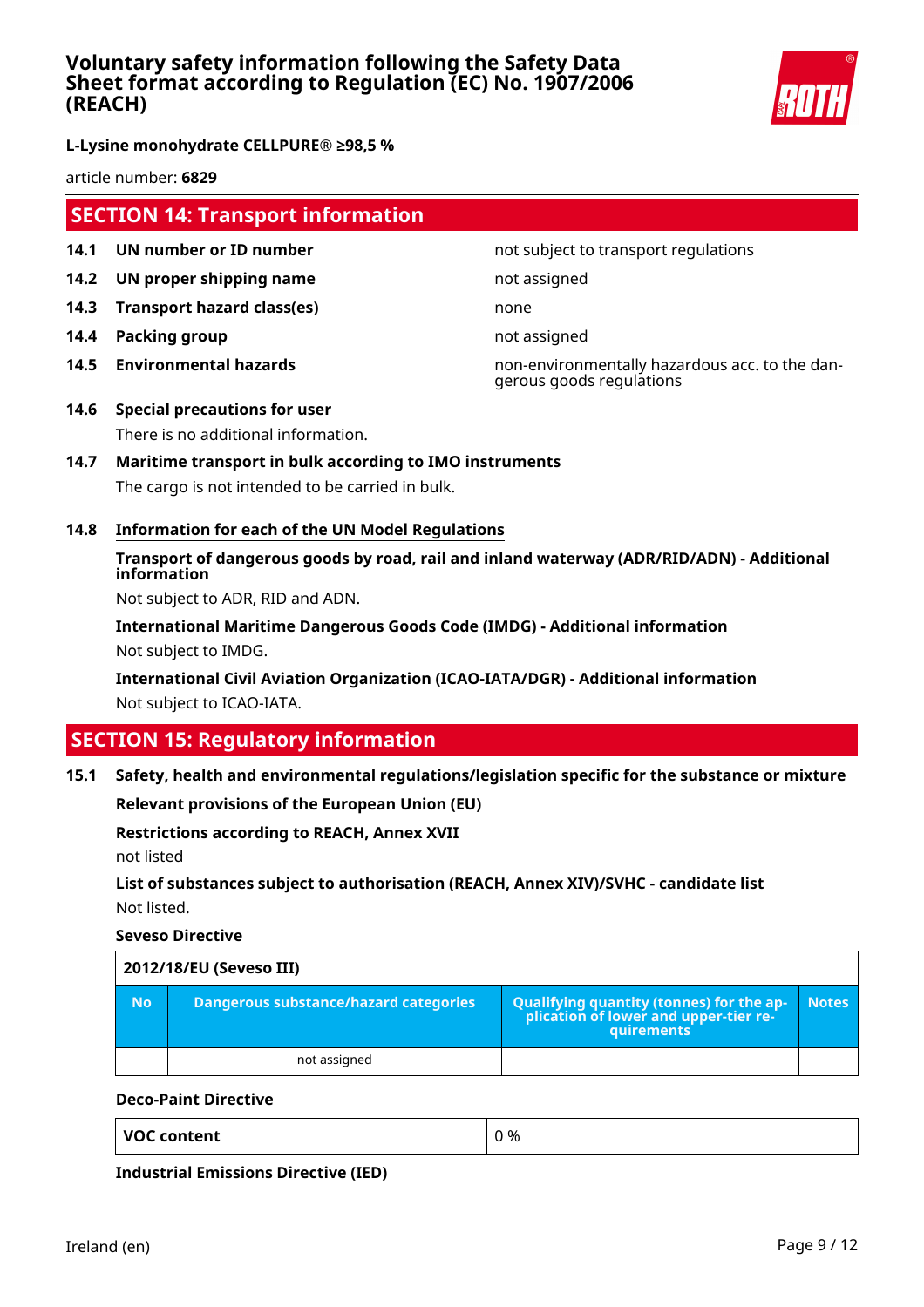## SECTION 14: Transport information

| | | |
|---|---|---|
| **14.1** | **UN number or ID number** | not subject to transport regulations |
| **14.2** | **UN proper shipping name** | not assigned |
| **14.3** | **Transport hazard class(es)** | none |
| **14.4** | **Packing group** | not assigned |
| **14.5** | **Environmental hazards** | non-environmentally hazardous acc. to the dangerous goods regulations |

**14.6 Special precautions for user**

There is no additional information.

**14.7 Maritime transport in bulk according to IMO instruments**

The cargo is not intended to be carried in bulk.

**14.8 Information for each of the UN Model Regulations**

**Transport of dangerous goods by road, rail and inland waterway (ADR/RID/ADN) - Additional information**

Not subject to ADR, RID and ADN.

**International Maritime Dangerous Goods Code (IMDG) - Additional information**

Not subject to IMDG.

**International Civil Aviation Organization (ICAO-IATA/DGR) - Additional information**

Not subject to ICAO-IATA.

## SECTION 15: Regulatory information

**15.1 Safety, health and environmental regulations/legislation specific for the substance or mixture**

**Relevant provisions of the European Union (EU)**

**Restrictions according to REACH, Annex XVII**

not listed

**List of substances subject to authorisation (REACH, Annex XIV)/SVHC - candidate list**

Not listed.

**Seveso Directive**

**2012/18/EU (Seveso III)**

| No | Dangerous substance/hazard categories | Qualifying quantity (tonnes) for the application of lower and upper-tier requirements | Notes |
|---|---|---|---|
| | not assigned | | |

**Deco-Paint Directive**

| | |
|---|---|
| **VOC content** | 0 % |

**Industrial Emissions Directive (IED)**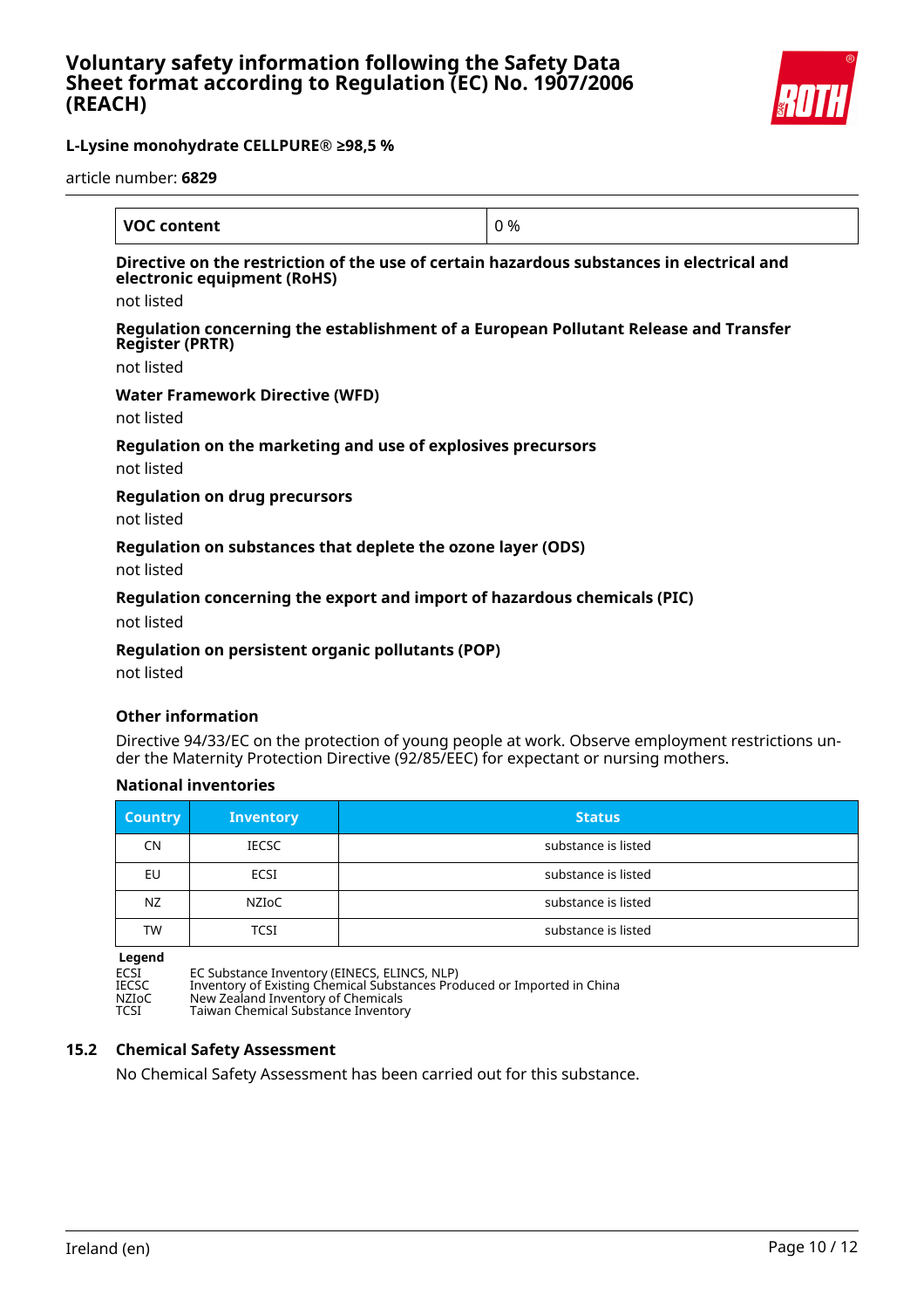| VOC content | 0 % |
|---|---|

**Directive on the restriction of the use of certain hazardous substances in electrical and electronic equipment (RoHS)**

not listed

**Regulation concerning the establishment of a European Pollutant Release and Transfer Register (PRTR)**

not listed

**Water Framework Directive (WFD)**

not listed

**Regulation on the marketing and use of explosives precursors**

not listed

**Regulation on drug precursors**

not listed

**Regulation on substances that deplete the ozone layer (ODS)**

not listed

**Regulation concerning the export and import of hazardous chemicals (PIC)**

not listed

**Regulation on persistent organic pollutants (POP)**

not listed

#### Other information

Directive 94/33/EC on the protection of young people at work. Observe employment restrictions under the Maternity Protection Directive (92/85/EEC) for expectant or nursing mothers.

#### National inventories

| Country | Inventory | Status |
|---|---|---|
| CN | IECSC | substance is listed |
| EU | ECSI | substance is listed |
| NZ | NZIoC | substance is listed |
| TW | TCSI | substance is listed |

**Legend**

ECSI EC Substance Inventory (EINECS, ELINCS, NLP)
IECSC Inventory of Existing Chemical Substances Produced or Imported in China
NZIoC New Zealand Inventory of Chemicals
TCSI Taiwan Chemical Substance Inventory

### 15.2 Chemical Safety Assessment

No Chemical Safety Assessment has been carried out for this substance.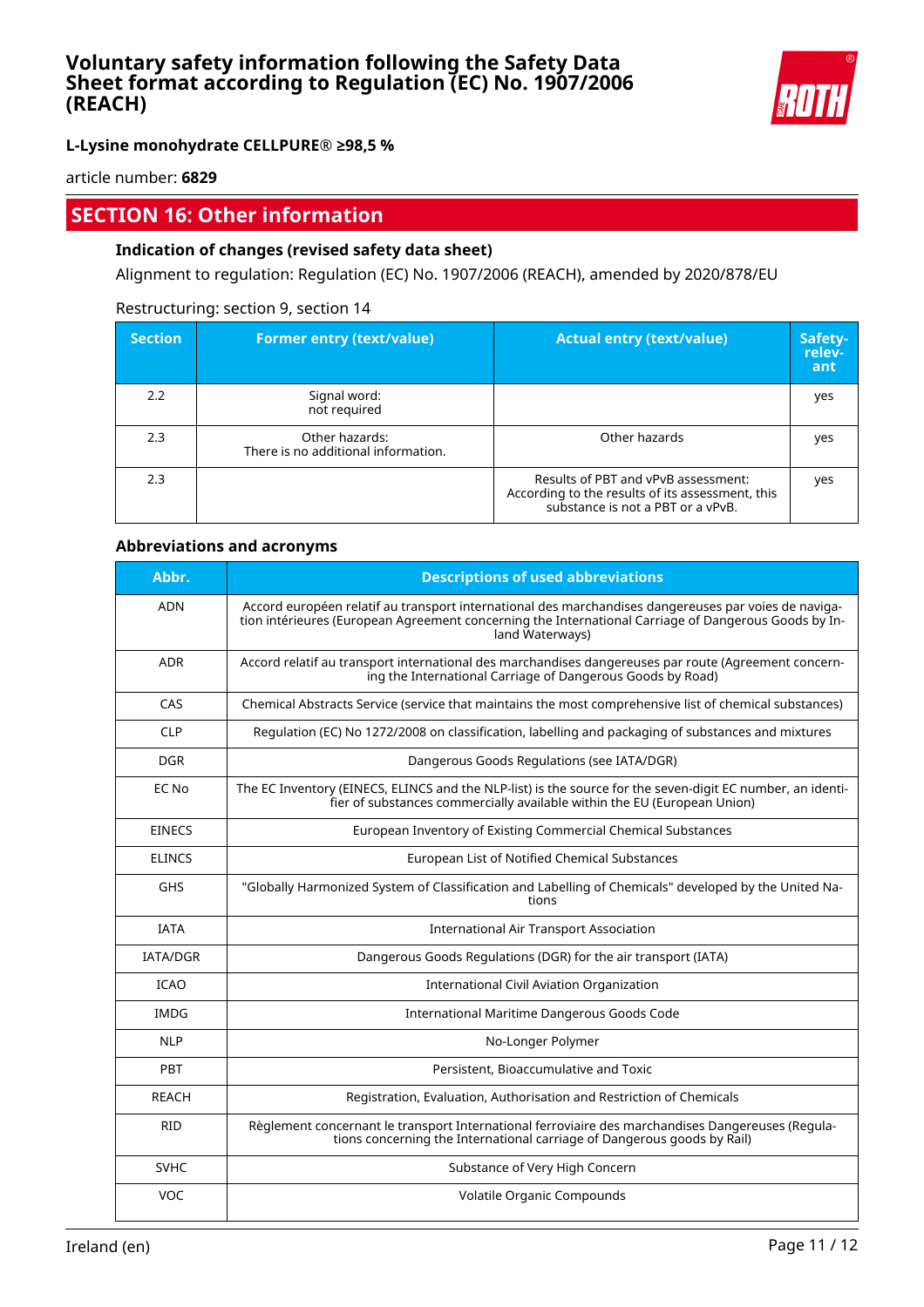## SECTION 16: Other information

### Indication of changes (revised safety data sheet)

Alignment to regulation: Regulation (EC) No. 1907/2006 (REACH), amended by 2020/878/EU

Restructuring: section 9, section 14

| Section | Former entry (text/value) | Actual entry (text/value) | Safety-relevant |
|---|---|---|---|
| 2.2 | Signal word: not required | | yes |
| 2.3 | Other hazards: There is no additional information. | Other hazards | yes |
| 2.3 | | Results of PBT and vPvB assessment: According to the results of its assessment, this substance is not a PBT or a vPvB. | yes |

### Abbreviations and acronyms

| Abbr. | Descriptions of used abbreviations |
|---|---|
| ADN | Accord européen relatif au transport international des marchandises dangereuses par voies de navigation intérieures (European Agreement concerning the International Carriage of Dangerous Goods by Inland Waterways) |
| ADR | Accord relatif au transport international des marchandises dangereuses par route (Agreement concerning the International Carriage of Dangerous Goods by Road) |
| CAS | Chemical Abstracts Service (service that maintains the most comprehensive list of chemical substances) |
| CLP | Regulation (EC) No 1272/2008 on classification, labelling and packaging of substances and mixtures |
| DGR | Dangerous Goods Regulations (see IATA/DGR) |
| EC No | The EC Inventory (EINECS, ELINCS and the NLP-list) is the source for the seven-digit EC number, an identifier of substances commercially available within the EU (European Union) |
| EINECS | European Inventory of Existing Commercial Chemical Substances |
| ELINCS | European List of Notified Chemical Substances |
| GHS | "Globally Harmonized System of Classification and Labelling of Chemicals" developed by the United Nations |
| IATA | International Air Transport Association |
| IATA/DGR | Dangerous Goods Regulations (DGR) for the air transport (IATA) |
| ICAO | International Civil Aviation Organization |
| IMDG | International Maritime Dangerous Goods Code |
| NLP | No-Longer Polymer |
| PBT | Persistent, Bioaccumulative and Toxic |
| REACH | Registration, Evaluation, Authorisation and Restriction of Chemicals |
| RID | Règlement concernant le transport International ferroviaire des marchandises Dangereuses (Regulations concerning the International carriage of Dangerous goods by Rail) |
| SVHC | Substance of Very High Concern |
| VOC | Volatile Organic Compounds |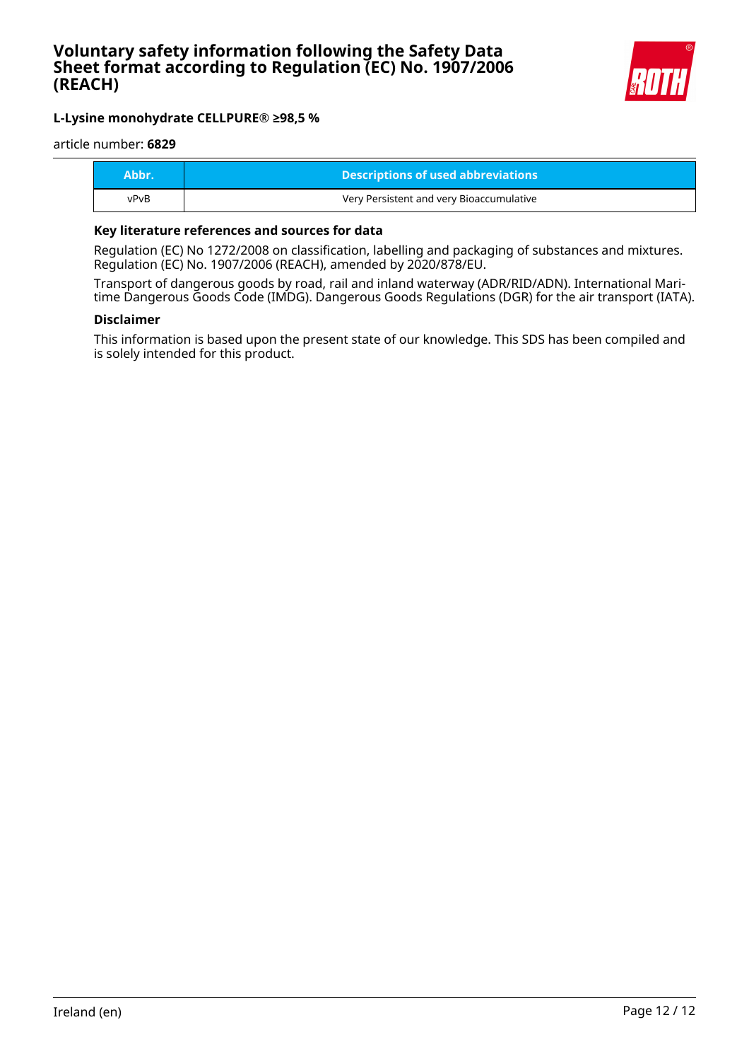| Abbr. | Descriptions of used abbreviations |
|---|---|
| vPvB | Very Persistent and very Bioaccumulative |

### Key literature references and sources for data

Regulation (EC) No 1272/2008 on classification, labelling and packaging of substances and mixtures. Regulation (EC) No. 1907/2006 (REACH), amended by 2020/878/EU.

Transport of dangerous goods by road, rail and inland waterway (ADR/RID/ADN). International Maritime Dangerous Goods Code (IMDG). Dangerous Goods Regulations (DGR) for the air transport (IATA).

### Disclaimer

This information is based upon the present state of our knowledge. This SDS has been compiled and is solely intended for this product.